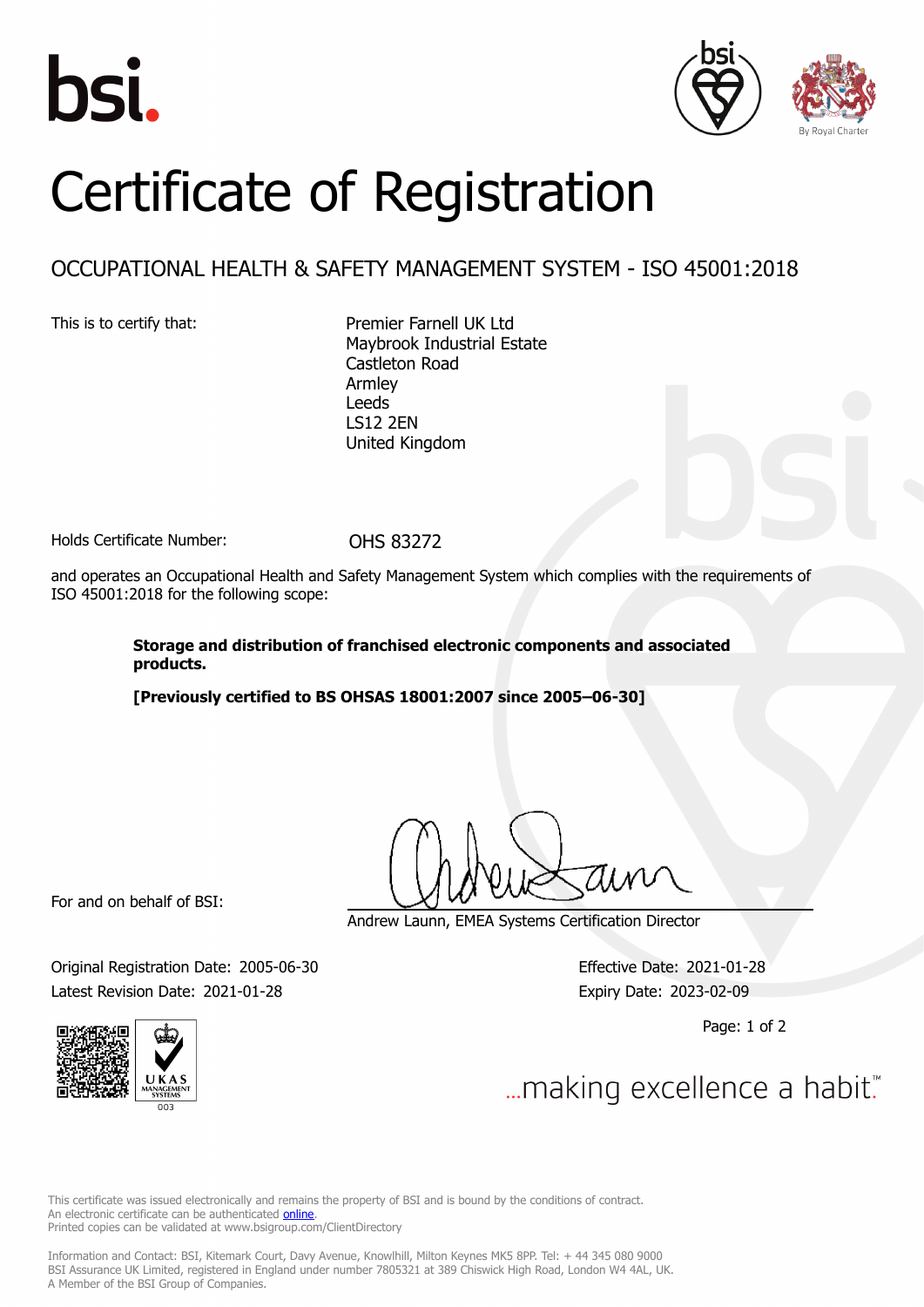# Certificate of Registration

## OCCUPATIONAL HEALTH & SAFETY MANAGEMENT SYSTEM - ISO 45001:2018

This is to certify that:

Premier Farnell UK Ltd
Maybrook Industrial Estate
Castleton Road
Armley
Leeds
LS12 2EN
United Kingdom

Holds Certificate Number: OHS 83272

and operates an Occupational Health and Safety Management System which complies with the requirements of ISO 45001:2018 for the following scope:

**Storage and distribution of franchised electronic components and associated products.**

**[Previously certified to BS OHSAS 18001:2007 since 2005–06-30]**

For and on behalf of BSI:

Andrew Launn, EMEA Systems Certification Director

Original Registration Date: 2005-06-30
Latest Revision Date: 2021-01-28

Effective Date: 2021-01-28
Expiry Date: 2023-02-09

...making excellence a habit.™

This certificate was issued electronically and remains the property of BSI and is bound by the conditions of contract.
An electronic certificate can be authenticated online.
Printed copies can be validated at www.bsigroup.com/ClientDirectory

Information and Contact: BSI, Kitemark Court, Davy Avenue, Knowlhill, Milton Keynes MK5 8PP. Tel: + 44 345 080 9000
BSI Assurance UK Limited, registered in England under number 7805321 at 389 Chiswick High Road, London W4 4AL, UK.
A Member of the BSI Group of Companies.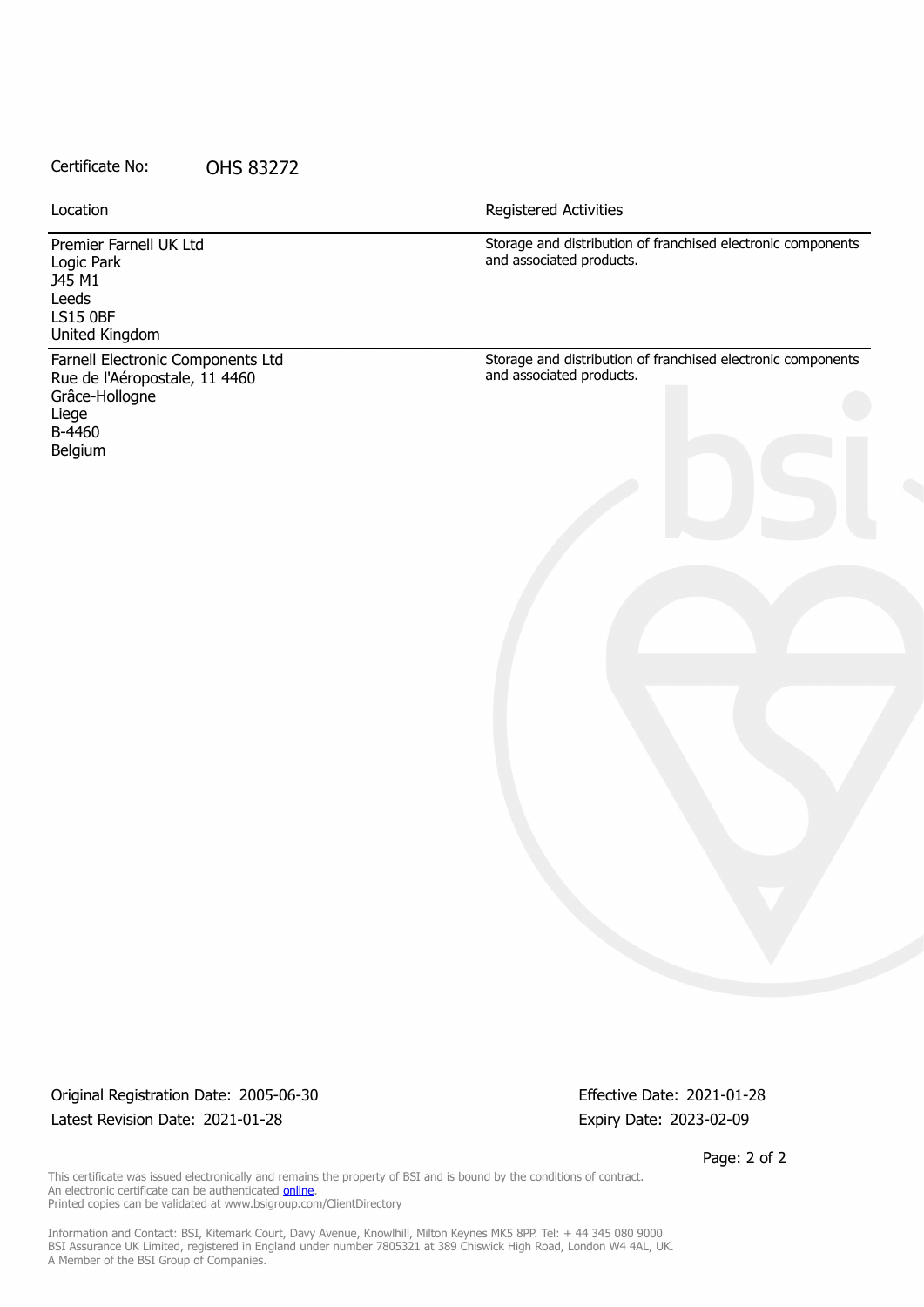Certificate No: OHS 83272

| Location | Registered Activities |
| --- | --- |
| Premier Farnell UK Ltd<br>Logic Park<br>J45 M1<br>Leeds<br>LS15 0BF<br>United Kingdom | Storage and distribution of franchised electronic components and associated products. |
| Farnell Electronic Components Ltd<br>Rue de l'Aéropostale, 11 4460<br>Grâce-Hollogne<br>Liege<br>B-4460<br>Belgium | Storage and distribution of franchised electronic components and associated products. |

Original Registration Date: 2005-06-30

Latest Revision Date: 2021-01-28

Effective Date: 2021-01-28

Expiry Date: 2023-02-09

This certificate was issued electronically and remains the property of BSI and is bound by the conditions of contract.
An electronic certificate can be authenticated online.
Printed copies can be validated at www.bsigroup.com/ClientDirectory

Information and Contact: BSI, Kitemark Court, Davy Avenue, Knowlhill, Milton Keynes MK5 8PP. Tel: + 44 345 080 9000
BSI Assurance UK Limited, registered in England under number 7805321 at 389 Chiswick High Road, London W4 4AL, UK.
A Member of the BSI Group of Companies.